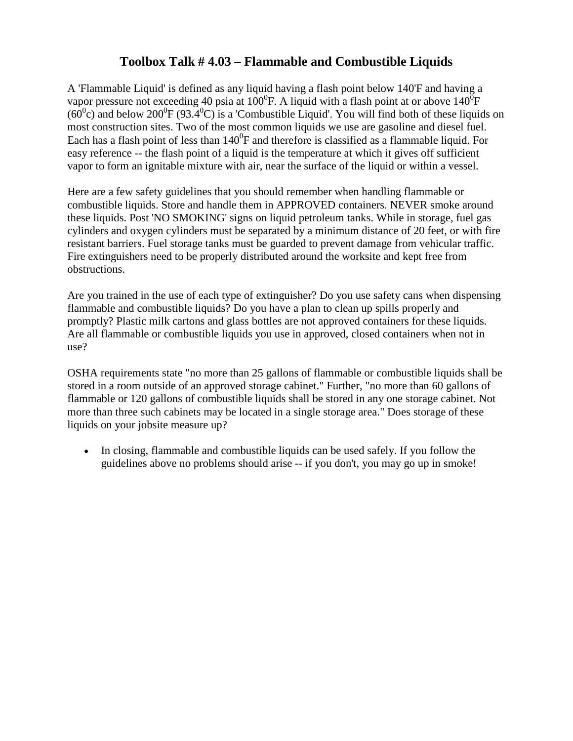# Toolbox Talk # 4.03 – Flammable and Combustible Liquids

A 'Flammable Liquid' is defined as any liquid having a flash point below 140'F and having a vapor pressure not exceeding 40 psia at $100^0$F. A liquid with a flash point at or above $140^0$F ($60^0$c) and below $200^0$F ($93.4^0$C) is a 'Combustible Liquid'. You will find both of these liquids on most construction sites. Two of the most common liquids we use are gasoline and diesel fuel. Each has a flash point of less than $140^0$F and therefore is classified as a flammable liquid. For easy reference -- the flash point of a liquid is the temperature at which it gives off sufficient vapor to form an ignitable mixture with air, near the surface of the liquid or within a vessel.

Here are a few safety guidelines that you should remember when handling flammable or combustible liquids. Store and handle them in APPROVED containers. NEVER smoke around these liquids. Post 'NO SMOKING' signs on liquid petroleum tanks. While in storage, fuel gas cylinders and oxygen cylinders must be separated by a minimum distance of 20 feet, or with fire resistant barriers. Fuel storage tanks must be guarded to prevent damage from vehicular traffic. Fire extinguishers need to be properly distributed around the worksite and kept free from obstructions.

Are you trained in the use of each type of extinguisher? Do you use safety cans when dispensing flammable and combustible liquids? Do you have a plan to clean up spills properly and promptly? Plastic milk cartons and glass bottles are not approved containers for these liquids. Are all flammable or combustible liquids you use in approved, closed containers when not in use?

OSHA requirements state "no more than 25 gallons of flammable or combustible liquids shall be stored in a room outside of an approved storage cabinet." Further, "no more than 60 gallons of flammable or 120 gallons of combustible liquids shall be stored in any one storage cabinet. Not more than three such cabinets may be located in a single storage area." Does storage of these liquids on your jobsite measure up?

- In closing, flammable and combustible liquids can be used safely. If you follow the guidelines above no problems should arise -- if you don't, you may go up in smoke!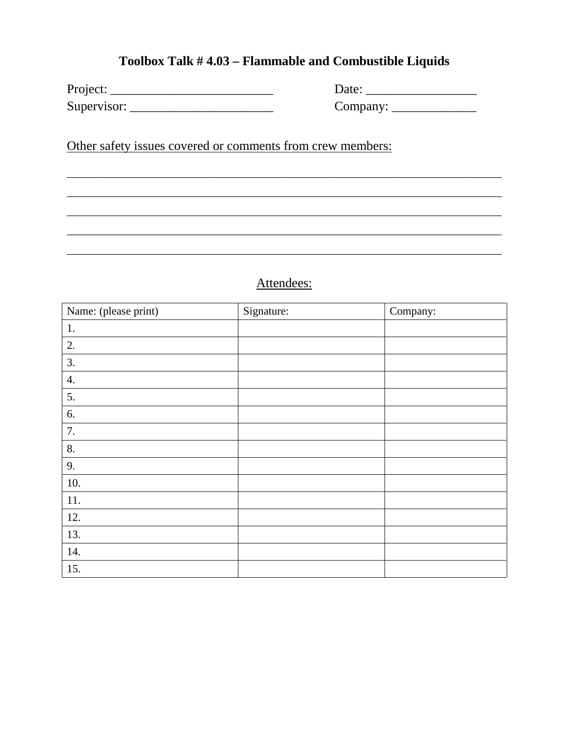# Toolbox Talk # 4.03 – Flammable and Combustible Liquids

Project: _________________________ Date: _________________

Supervisor: ______________________ Company: _____________

Other safety issues covered or comments from crew members:

___________________________________________________________________________

___________________________________________________________________________

___________________________________________________________________________

___________________________________________________________________________

___________________________________________________________________________

## Attendees:

| Name: (please print) | Signature: | Company: |
|---|---|---|
| 1. | | |
| 2. | | |
| 3. | | |
| 4. | | |
| 5. | | |
| 6. | | |
| 7. | | |
| 8. | | |
| 9. | | |
| 10. | | |
| 11. | | |
| 12. | | |
| 13. | | |
| 14. | | |
| 15. | | |